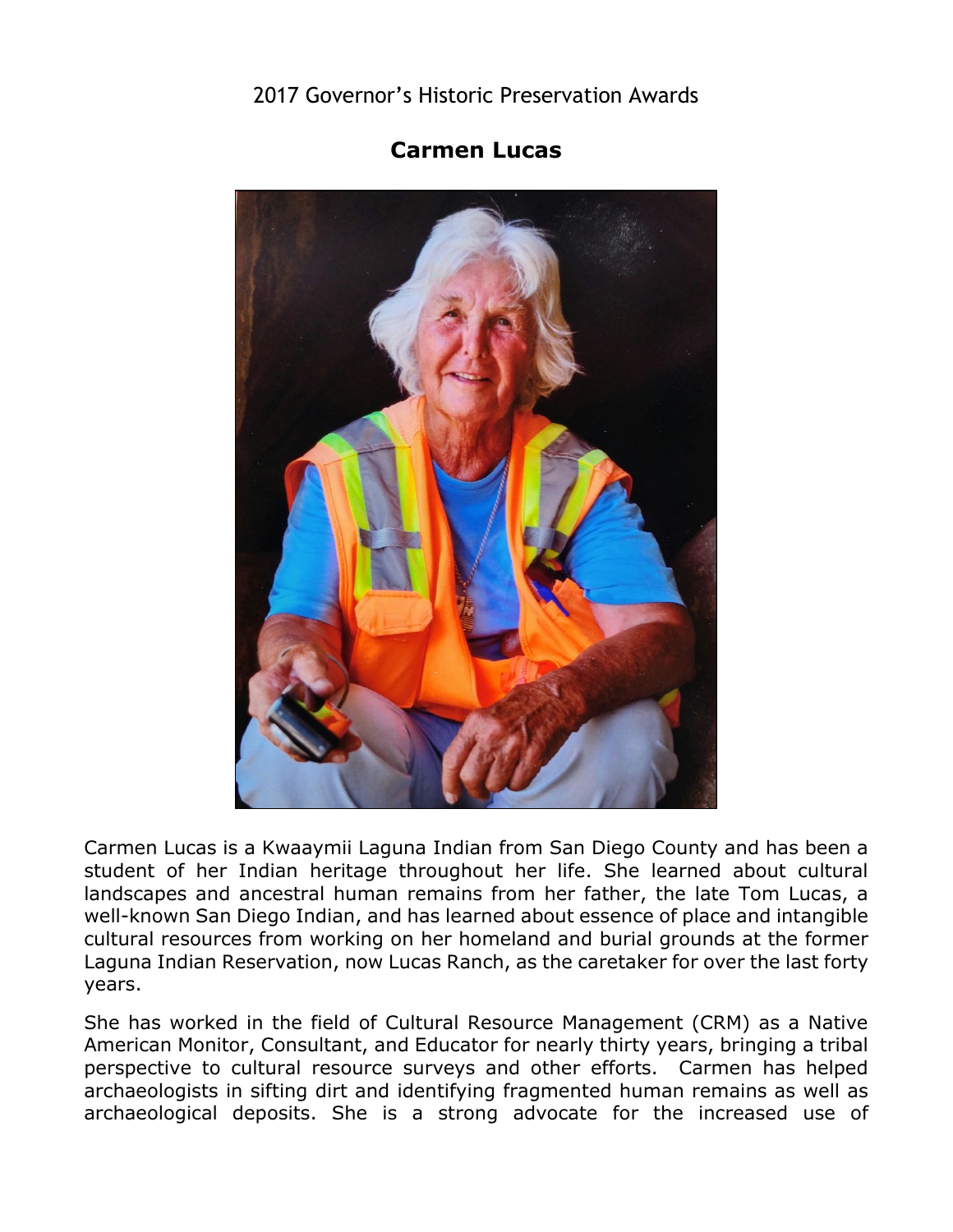2017 Governor's Historic Preservation Awards

## Carmen Lucas

Carmen Lucas is a Kwaaymii Laguna Indian from San Diego County and has been a student of her Indian heritage throughout her life. She learned about cultural landscapes and ancestral human remains from her father, the late Tom Lucas, a well-known San Diego Indian, and has learned about essence of place and intangible cultural resources from working on her homeland and burial grounds at the former Laguna Indian Reservation, now Lucas Ranch, as the caretaker for over the last forty years.

She has worked in the field of Cultural Resource Management (CRM) as a Native American Monitor, Consultant, and Educator for nearly thirty years, bringing a tribal perspective to cultural resource surveys and other efforts. Carmen has helped archaeologists in sifting dirt and identifying fragmented human remains as well as archaeological deposits. She is a strong advocate for the increased use of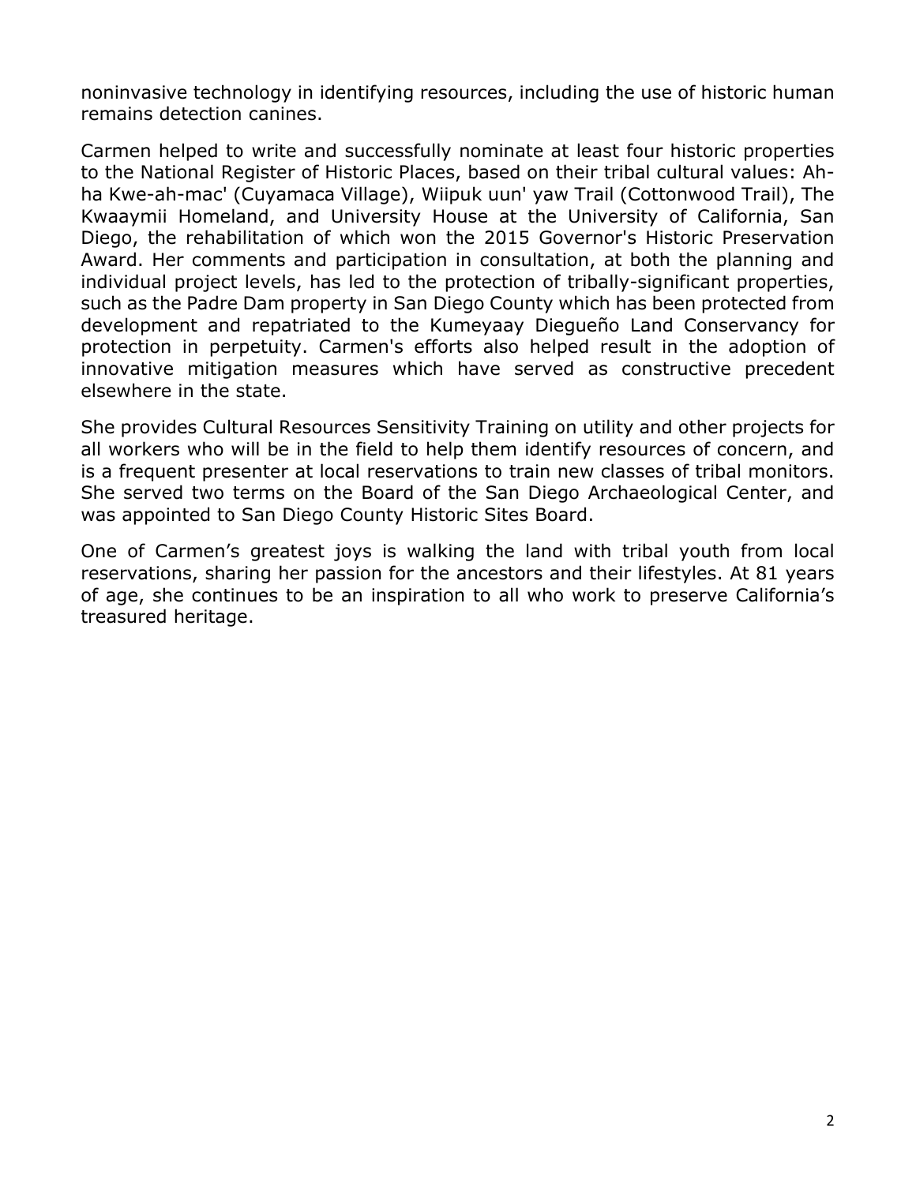noninvasive technology in identifying resources, including the use of historic human remains detection canines.

Carmen helped to write and successfully nominate at least four historic properties to the National Register of Historic Places, based on their tribal cultural values: Ah-ha Kwe-ah-mac' (Cuyamaca Village), Wiipuk uun' yaw Trail (Cottonwood Trail), The Kwaaymii Homeland, and University House at the University of California, San Diego, the rehabilitation of which won the 2015 Governor's Historic Preservation Award. Her comments and participation in consultation, at both the planning and individual project levels, has led to the protection of tribally-significant properties, such as the Padre Dam property in San Diego County which has been protected from development and repatriated to the Kumeyaay Diegueño Land Conservancy for protection in perpetuity. Carmen's efforts also helped result in the adoption of innovative mitigation measures which have served as constructive precedent elsewhere in the state.

She provides Cultural Resources Sensitivity Training on utility and other projects for all workers who will be in the field to help them identify resources of concern, and is a frequent presenter at local reservations to train new classes of tribal monitors. She served two terms on the Board of the San Diego Archaeological Center, and was appointed to San Diego County Historic Sites Board.

One of Carmen's greatest joys is walking the land with tribal youth from local reservations, sharing her passion for the ancestors and their lifestyles. At 81 years of age, she continues to be an inspiration to all who work to preserve California's treasured heritage.